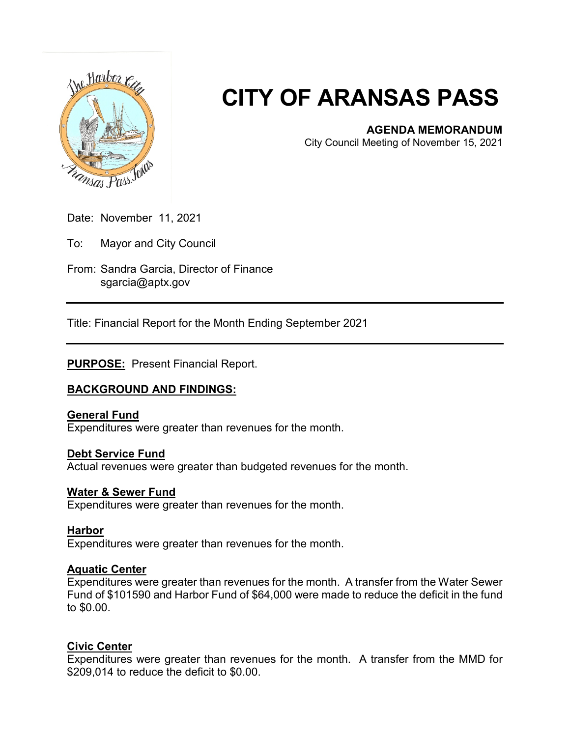# CITY OF ARANSAS PASS

**AGENDA MEMORANDUM**
City Council Meeting of November 15, 2021

Date: November 11, 2021

To: Mayor and City Council

From: Sandra Garcia, Director of Finance
sgarcia@aptx.gov

---

Title: Financial Report for the Month Ending September 2021

---

**PURPOSE:** Present Financial Report.

**BACKGROUND AND FINDINGS:**

**General Fund**
Expenditures were greater than revenues for the month.

**Debt Service Fund**
Actual revenues were greater than budgeted revenues for the month.

**Water & Sewer Fund**
Expenditures were greater than revenues for the month.

**Harbor**
Expenditures were greater than revenues for the month.

**Aquatic Center**
Expenditures were greater than revenues for the month. A transfer from the Water Sewer Fund of $101590 and Harbor Fund of $64,000 were made to reduce the deficit in the fund to $0.00.

**Civic Center**
Expenditures were greater than revenues for the month. A transfer from the MMD for $209,014 to reduce the deficit to $0.00.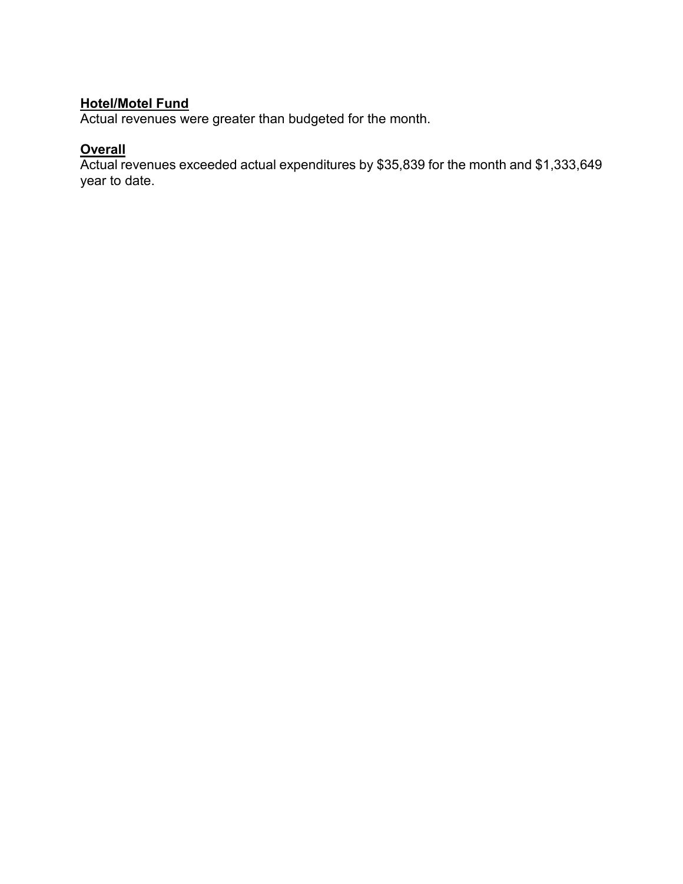**Hotel/Motel Fund**
Actual revenues were greater than budgeted for the month.

**Overall**
Actual revenues exceeded actual expenditures by $35,839 for the month and $1,333,649 year to date.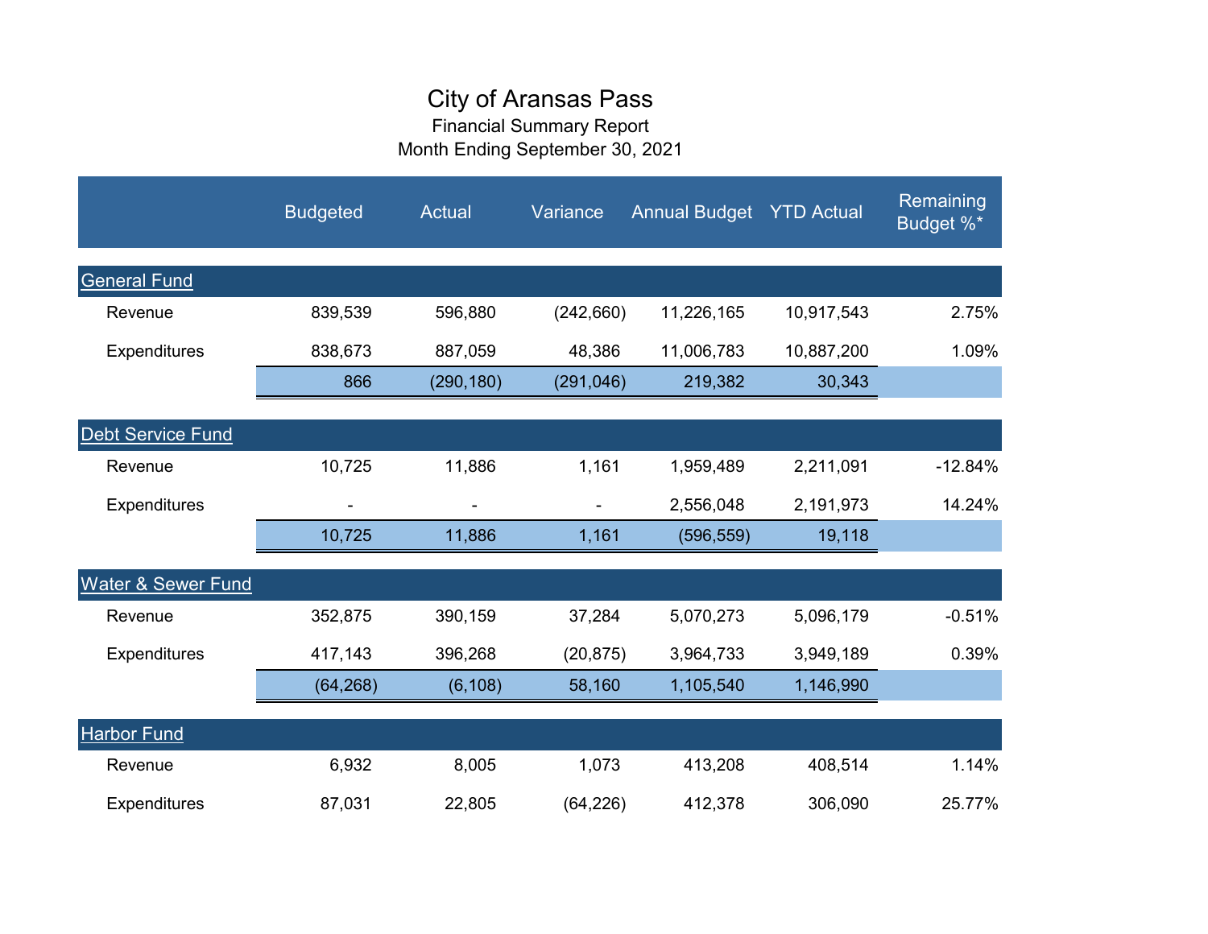# City of Aransas Pass

Financial Summary Report

Month Ending September 30, 2021

| | Budgeted | Actual | Variance | Annual Budget | YTD Actual | Remaining Budget %* |
|---|---|---|---|---|---|---|
| **General Fund** | | | | | | |
| Revenue | 839,539 | 596,880 | (242,660) | 11,226,165 | 10,917,543 | 2.75% |
| Expenditures | 838,673 | 887,059 | 48,386 | 11,006,783 | 10,887,200 | 1.09% |
| | 866 | (290,180) | (291,046) | 219,382 | 30,343 | |
| **Debt Service Fund** | | | | | | |
| Revenue | 10,725 | 11,886 | 1,161 | 1,959,489 | 2,211,091 | -12.84% |
| Expenditures | - | - | - | 2,556,048 | 2,191,973 | 14.24% |
| | 10,725 | 11,886 | 1,161 | (596,559) | 19,118 | |
| **Water & Sewer Fund** | | | | | | |
| Revenue | 352,875 | 390,159 | 37,284 | 5,070,273 | 5,096,179 | -0.51% |
| Expenditures | 417,143 | 396,268 | (20,875) | 3,964,733 | 3,949,189 | 0.39% |
| | (64,268) | (6,108) | 58,160 | 1,105,540 | 1,146,990 | |
| **Harbor Fund** | | | | | | |
| Revenue | 6,932 | 8,005 | 1,073 | 413,208 | 408,514 | 1.14% |
| Expenditures | 87,031 | 22,805 | (64,226) | 412,378 | 306,090 | 25.77% |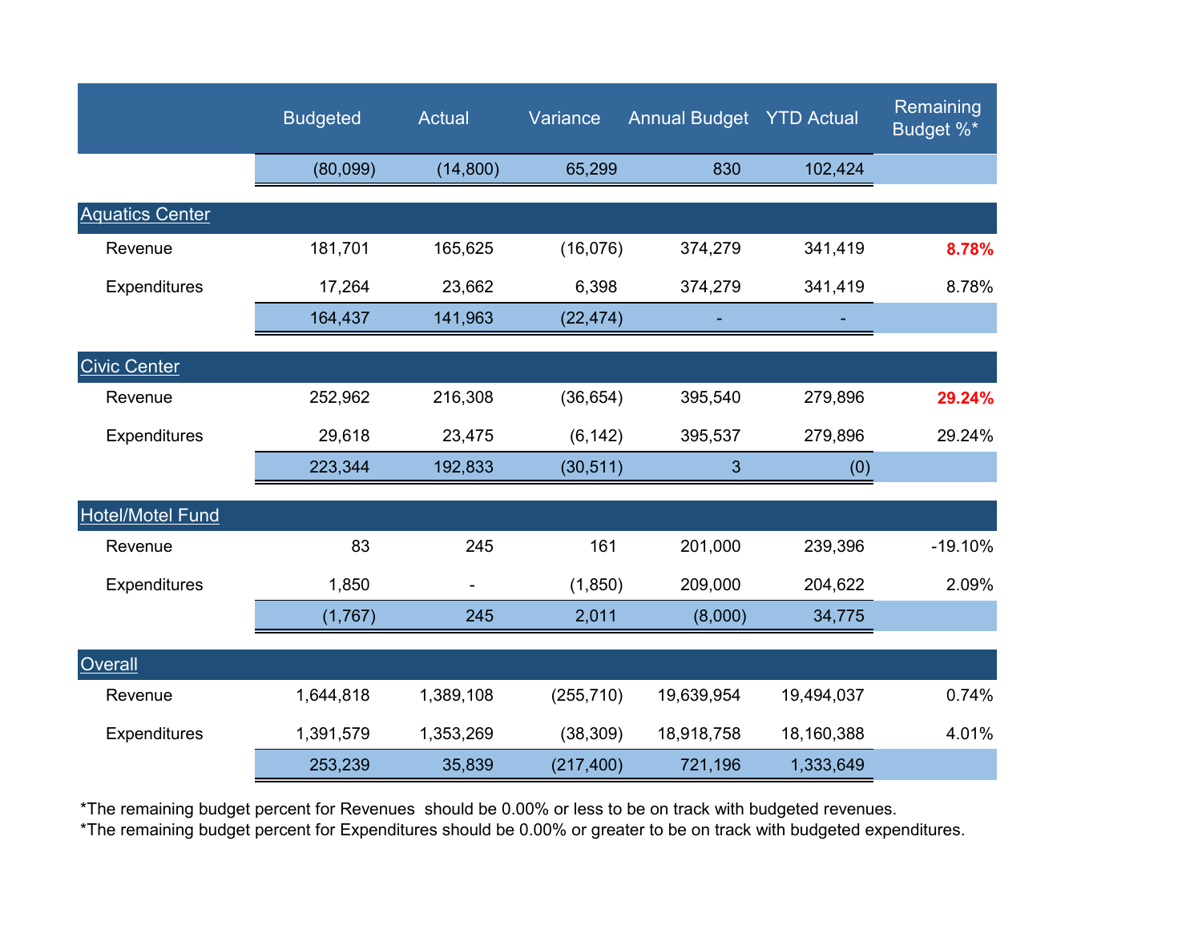| | Budgeted | Actual | Variance | Annual Budget | YTD Actual | Remaining Budget %* |
|---|---|---|---|---|---|---|
| | (80,099) | (14,800) | 65,299 | 830 | 102,424 | |
| **Aquatics Center** | | | | | | |
| Revenue | 181,701 | 165,625 | (16,076) | 374,279 | 341,419 | **8.78%** |
| Expenditures | 17,264 | 23,662 | 6,398 | 374,279 | 341,419 | 8.78% |
| | 164,437 | 141,963 | (22,474) | - | - | |
| **Civic Center** | | | | | | |
| Revenue | 252,962 | 216,308 | (36,654) | 395,540 | 279,896 | **29.24%** |
| Expenditures | 29,618 | 23,475 | (6,142) | 395,537 | 279,896 | 29.24% |
| | 223,344 | 192,833 | (30,511) | 3 | (0) | |
| **Hotel/Motel Fund** | | | | | | |
| Revenue | 83 | 245 | 161 | 201,000 | 239,396 | -19.10% |
| Expenditures | 1,850 | - | (1,850) | 209,000 | 204,622 | 2.09% |
| | (1,767) | 245 | 2,011 | (8,000) | 34,775 | |
| **Overall** | | | | | | |
| Revenue | 1,644,818 | 1,389,108 | (255,710) | 19,639,954 | 19,494,037 | 0.74% |
| Expenditures | 1,391,579 | 1,353,269 | (38,309) | 18,918,758 | 18,160,388 | 4.01% |
| | 253,239 | 35,839 | (217,400) | 721,196 | 1,333,649 | |

*The remaining budget percent for Revenues should be 0.00% or less to be on track with budgeted revenues.
*The remaining budget percent for Expenditures should be 0.00% or greater to be on track with budgeted expenditures.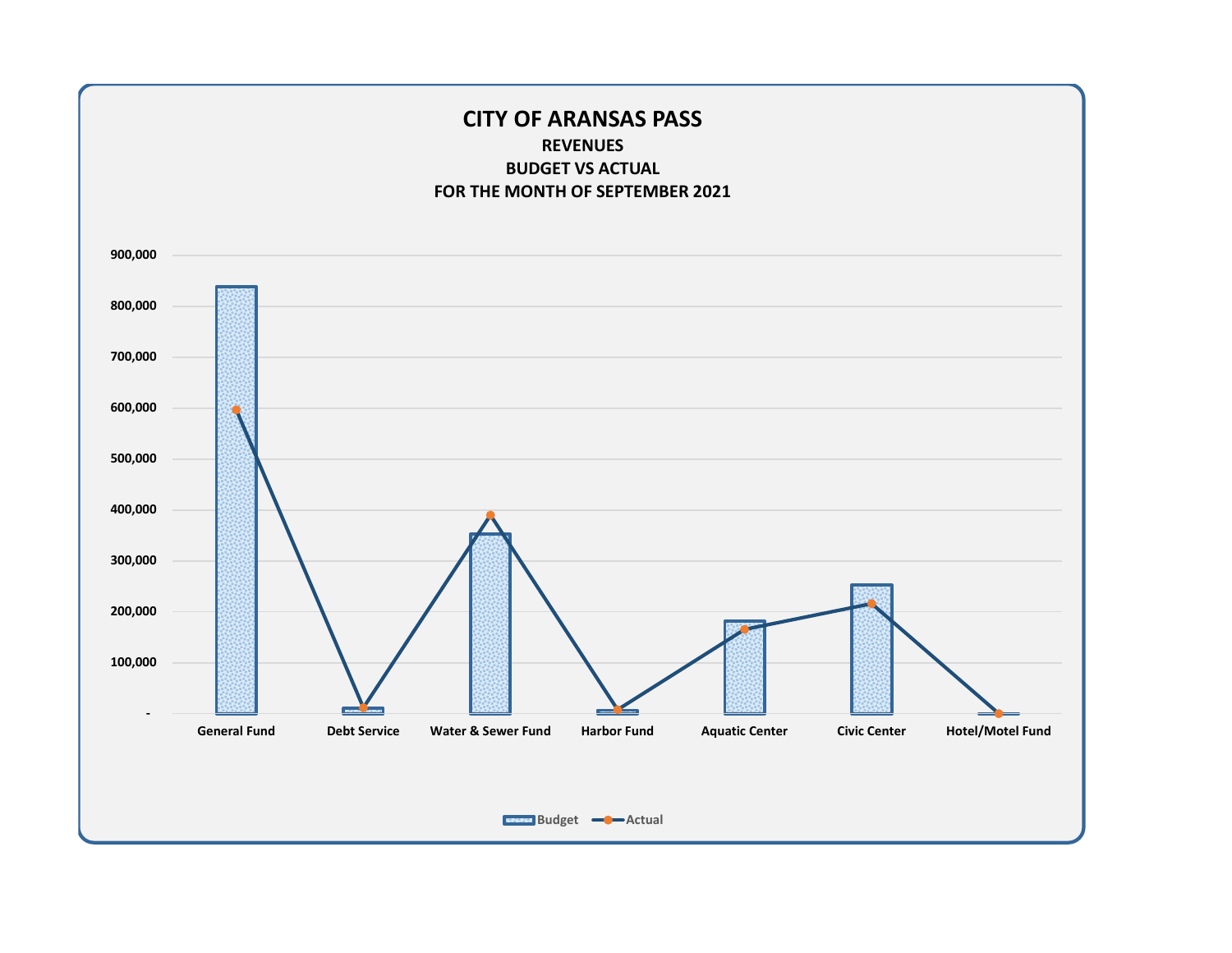# CITY OF ARANSAS PASS

## REVENUES

## BUDGET VS ACTUAL

## FOR THE MONTH OF SEPTEMBER 2021

900,000
800,000
700,000
600,000
500,000
400,000
300,000
200,000
100,000
-

General Fund | Debt Service | Water & Sewer Fund | Harbor Fund | Aquatic Center | Civic Center | Hotel/Motel Fund

Budget — Actual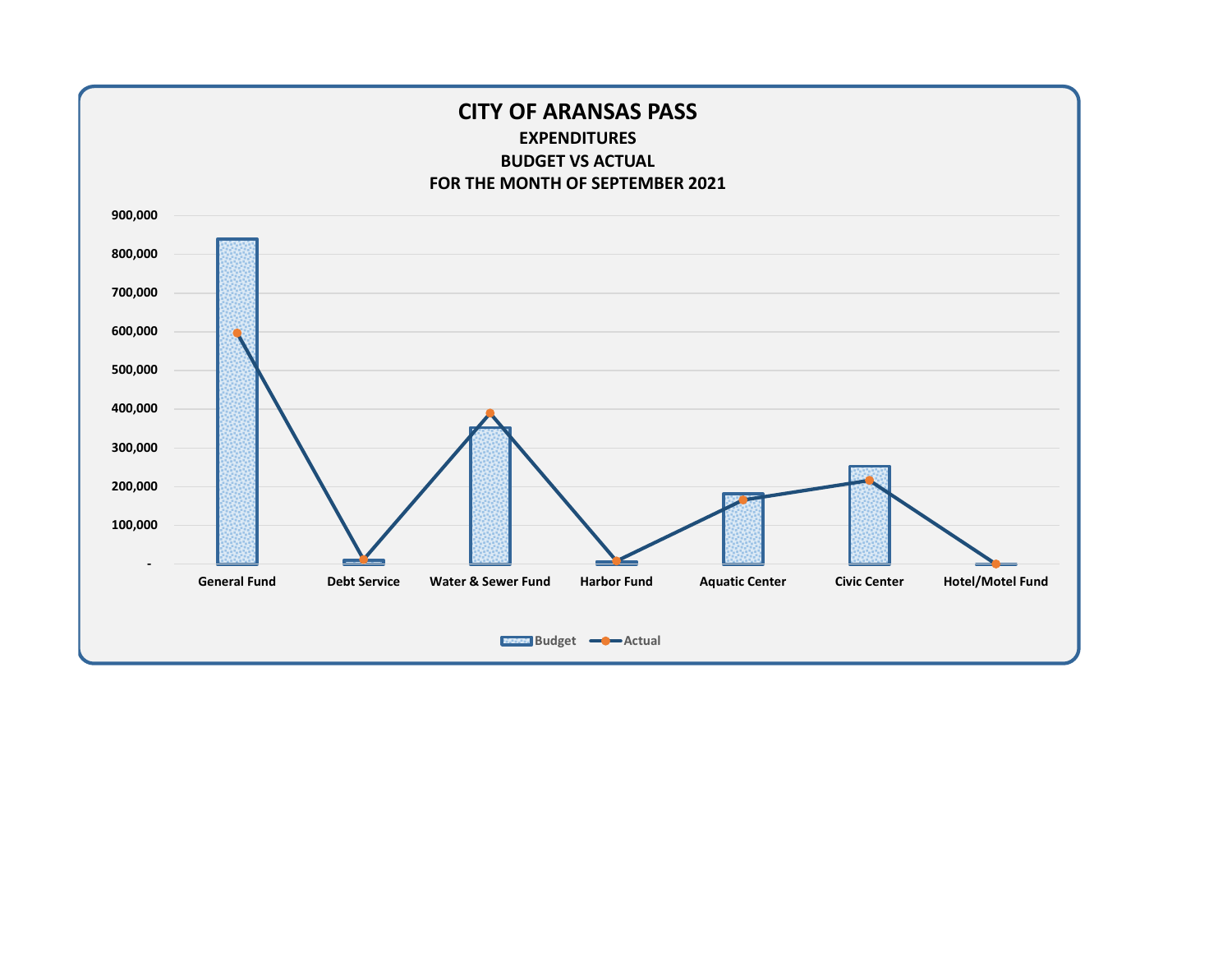# CITY OF ARANSAS PASS

## EXPENDITURES

## BUDGET VS ACTUAL

## FOR THE MONTH OF SEPTEMBER 2021

900,000
800,000
700,000
600,000
500,000
400,000
300,000
200,000
100,000
-

General Fund | Debt Service | Water & Sewer Fund | Harbor Fund | Aquatic Center | Civic Center | Hotel/Motel Fund

Budget | Actual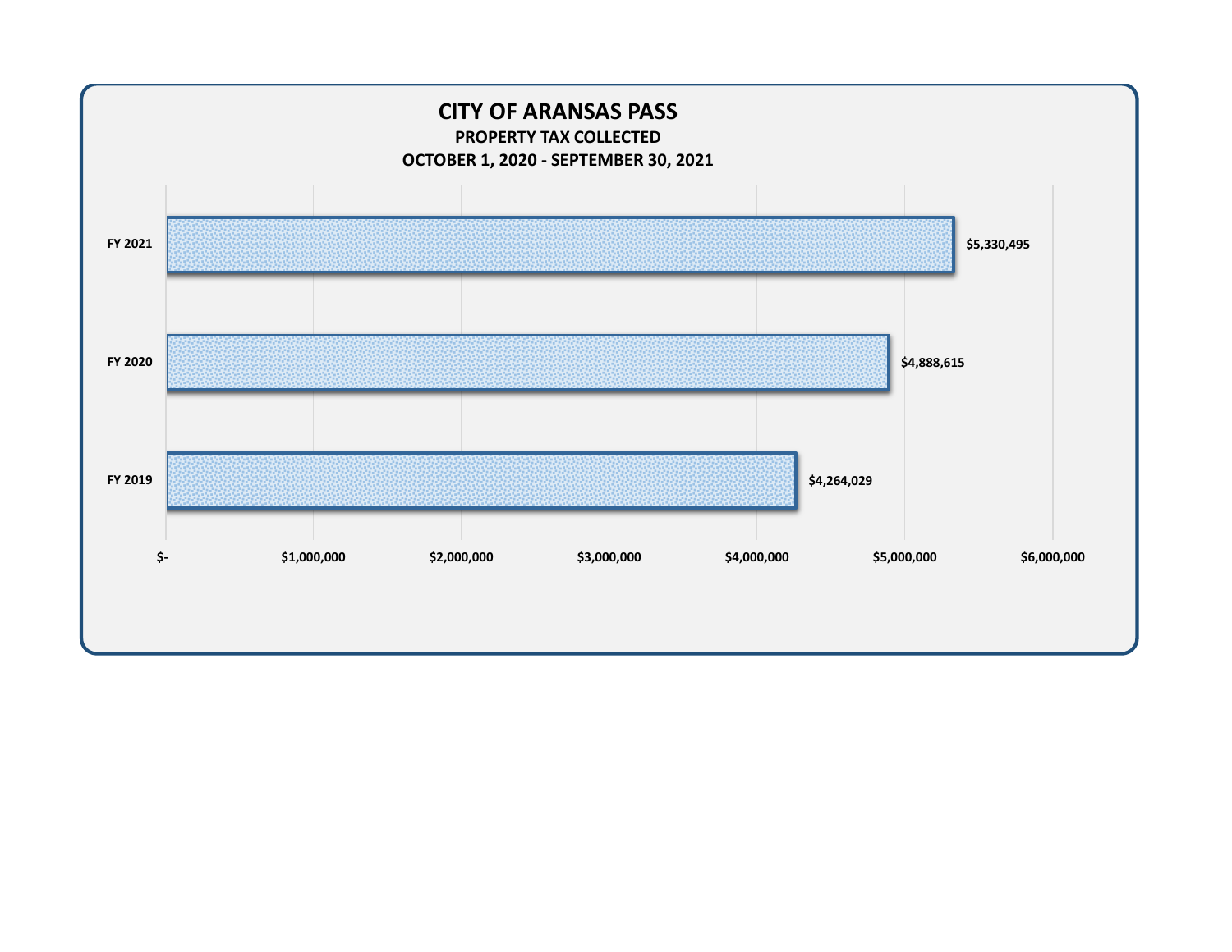# CITY OF ARANSAS PASS

## PROPERTY TAX COLLECTED

## OCTOBER 1, 2020 - SEPTEMBER 30, 2021

| Fiscal Year | Property Tax Collected |
| --- | --- |
| FY 2021 | $5,330,495 |
| FY 2020 | $4,888,615 |
| FY 2019 | $4,264,029 |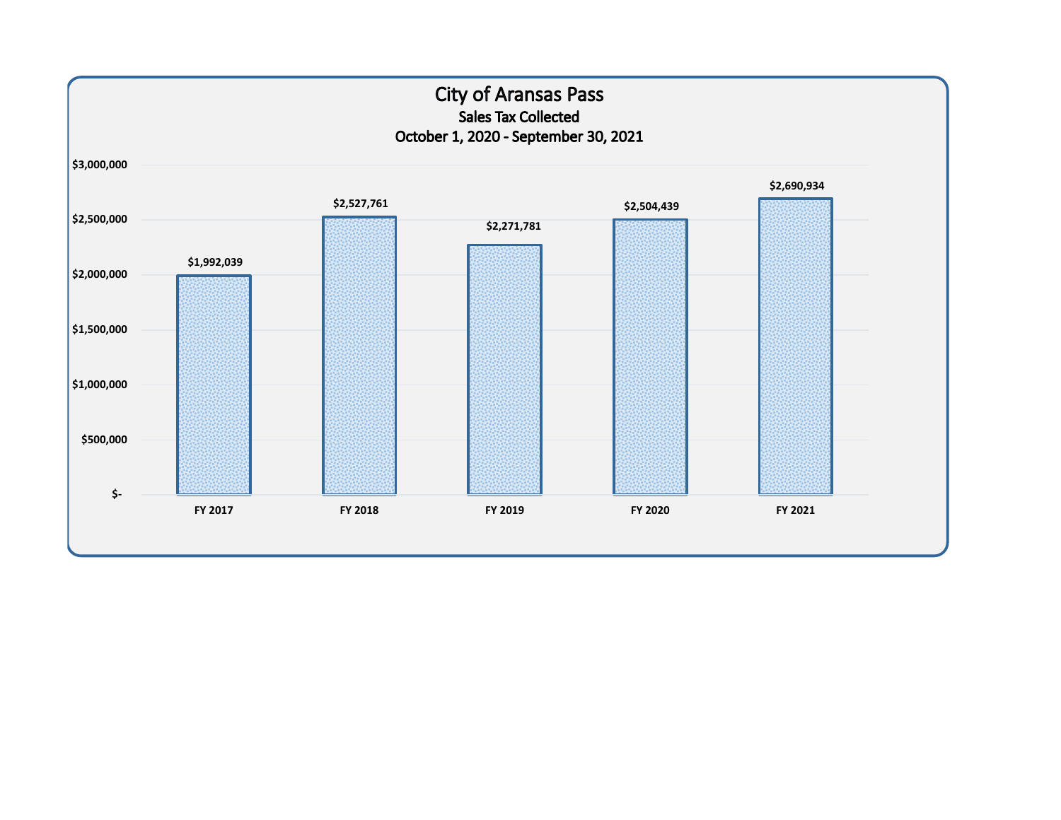# City of Aransas Pass

## Sales Tax Collected

### October 1, 2020 - September 30, 2021

| Fiscal Year | Sales Tax Collected |
| --- | --- |
| FY 2017 | $1,992,039 |
| FY 2018 | $2,527,761 |
| FY 2019 | $2,271,781 |
| FY 2020 | $2,504,439 |
| FY 2021 | $2,690,934 |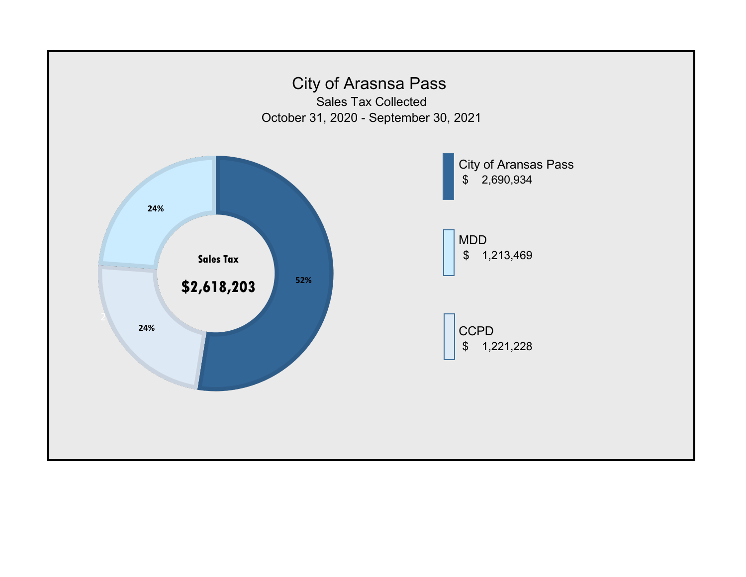# City of Arasnsa Pass

Sales Tax Collected

October 31, 2020 - September 30, 2021

**Sales Tax**

**$2,618,203**

52%

24%

24%

| | |
|---|---|
| City of Aransas Pass | $ 2,690,934 |
| MDD | $ 1,213,469 |
| CCPD | $ 1,221,228 |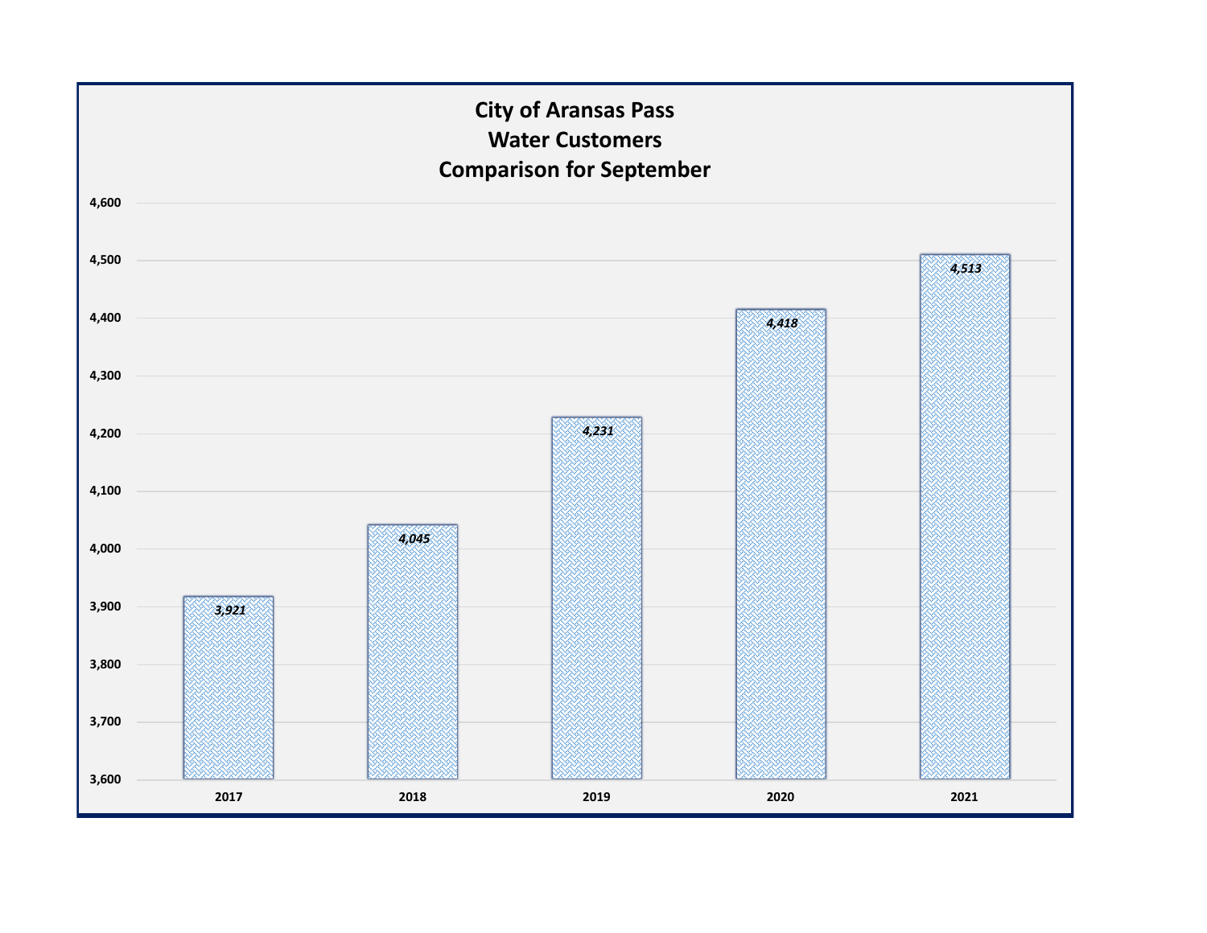City of Aransas Pass
Water Customers
Comparison for September

4,600
4,500
4,400
4,300
4,200
4,100
4,000
3,900
3,800
3,700
3,600

3,921
4,045
4,231
4,418
4,513

2017
2018
2019
2020
2021